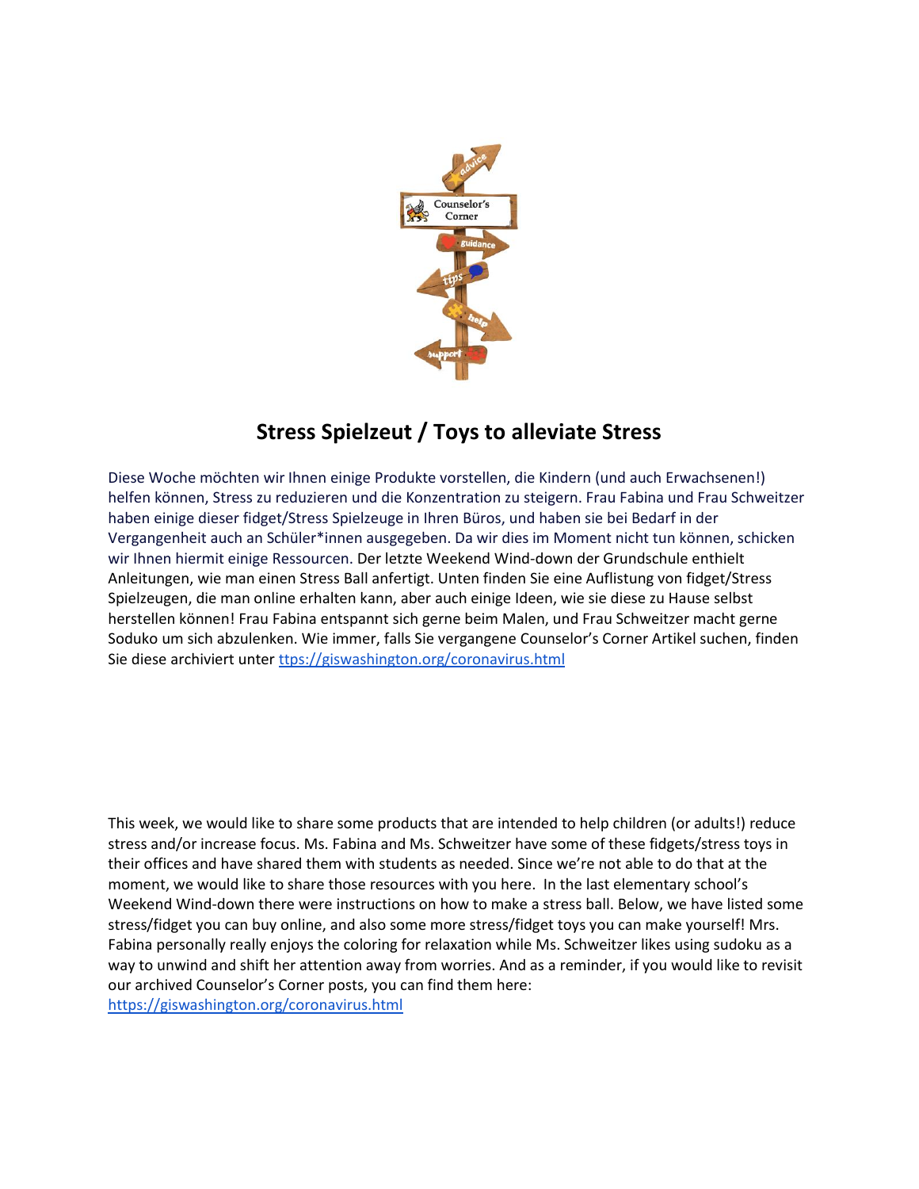# Stress Spielzeut / Toys to alleviate Stress

Diese Woche möchten wir Ihnen einige Produkte vorstellen, die Kindern (und auch Erwachsenen!) helfen können, Stress zu reduzieren und die Konzentration zu steigern. Frau Fabina und Frau Schweitzer haben einige dieser fidget/Stress Spielzeuge in Ihren Büros, und haben sie bei Bedarf in der Vergangenheit auch an Schüler*innen ausgegeben. Da wir dies im Moment nicht tun können, schicken wir Ihnen hiermit einige Ressourcen. Der letzte Weekend Wind-down der Grundschule enthielt Anleitungen, wie man einen Stress Ball anfertigt. Unten finden Sie eine Auflistung von fidget/Stress Spielzeugen, die man online erhalten kann, aber auch einige Ideen, wie sie diese zu Hause selbst herstellen können! Frau Fabina entspannt sich gerne beim Malen, und Frau Schweitzer macht gerne Soduko um sich abzulenken. Wie immer, falls Sie vergangene Counselor's Corner Artikel suchen, finden Sie diese archiviert unter ttps://giswashington.org/coronavirus.html

This week, we would like to share some products that are intended to help children (or adults!) reduce stress and/or increase focus. Ms. Fabina and Ms. Schweitzer have some of these fidgets/stress toys in their offices and have shared them with students as needed. Since we're not able to do that at the moment, we would like to share those resources with you here. In the last elementary school's Weekend Wind-down there were instructions on how to make a stress ball. Below, we have listed some stress/fidget you can buy online, and also some more stress/fidget toys you can make yourself! Mrs. Fabina personally really enjoys the coloring for relaxation while Ms. Schweitzer likes using sudoku as a way to unwind and shift her attention away from worries. And as a reminder, if you would like to revisit our archived Counselor's Corner posts, you can find them here: https://giswashington.org/coronavirus.html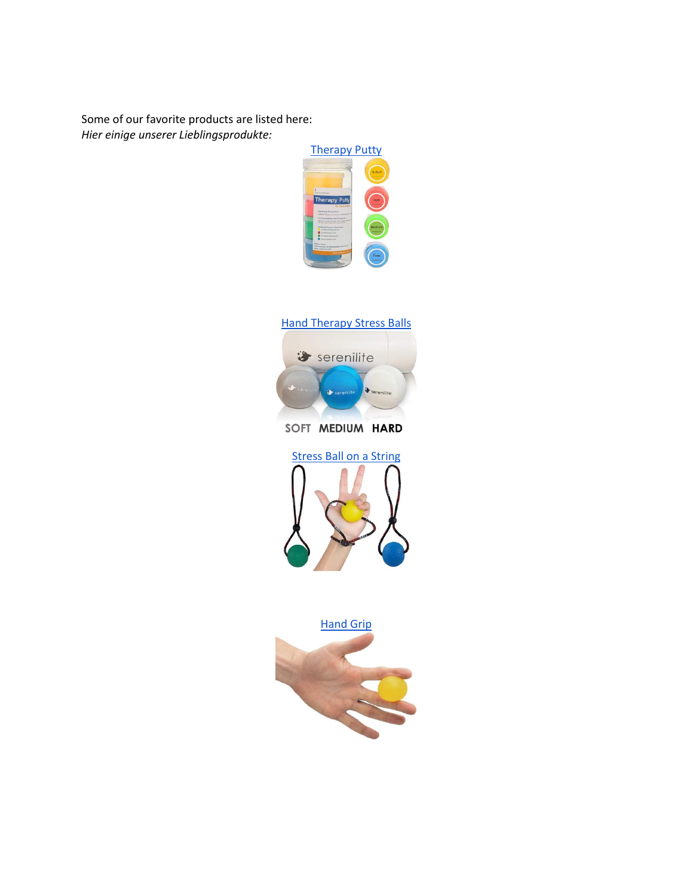Some of our favorite products are listed here:
*Hier einige unserer Lieblingsprodukte:*

Therapy Putty

Hand Therapy Stress Balls

Stress Ball on a String

Hand Grip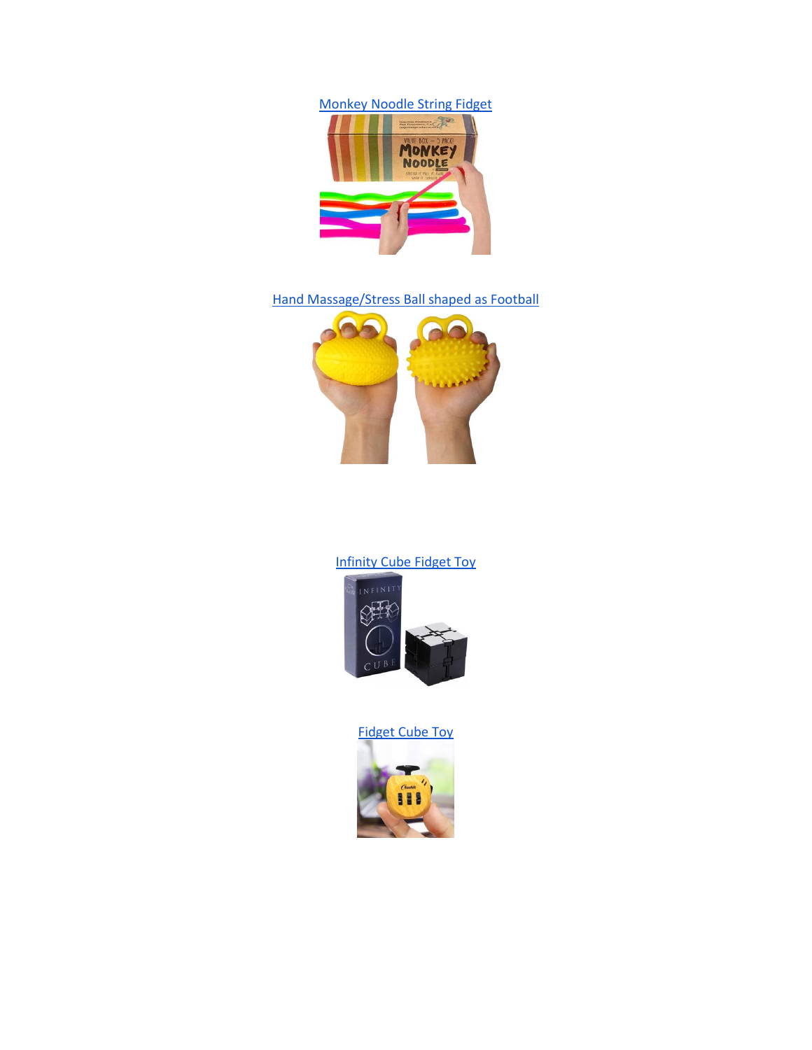[Monkey Noodle String Fidget]

[Hand Massage/Stress Ball shaped as Football]

[Infinity Cube Fidget Toy]

[Fidget Cube Toy]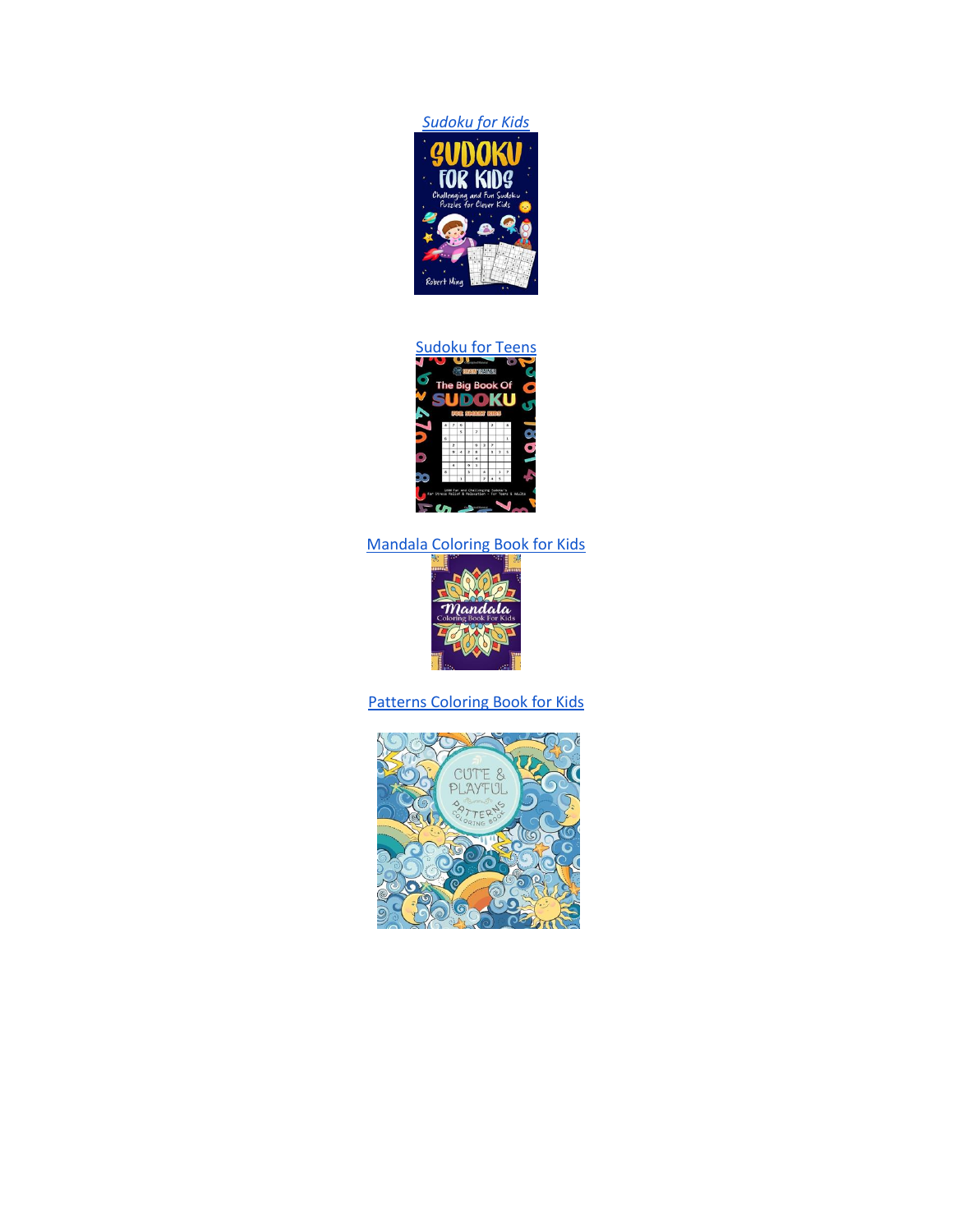*Sudoku for Kids*

Sudoku for Teens

Mandala Coloring Book for Kids

Patterns Coloring Book for Kids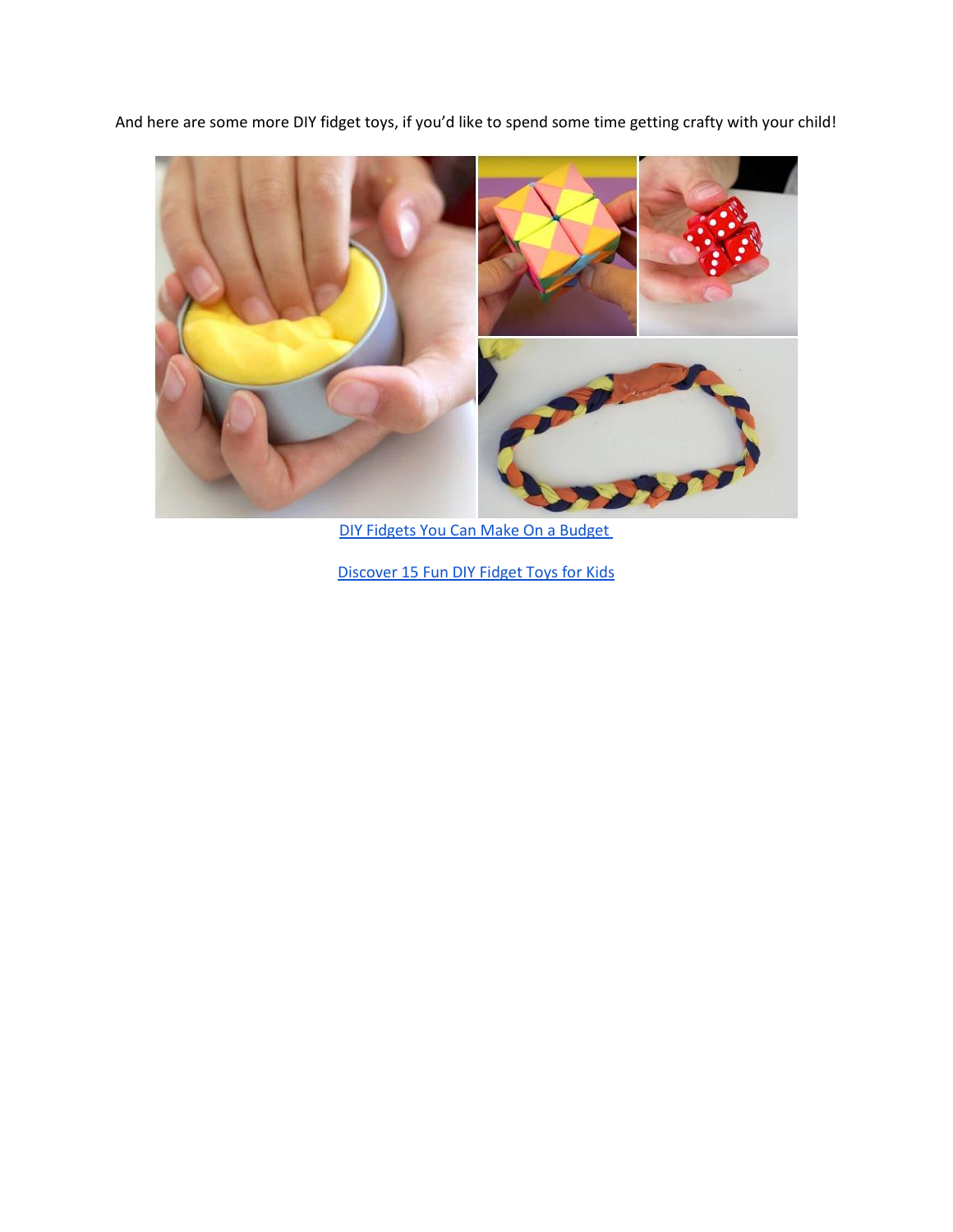And here are some more DIY fidget toys, if you'd like to spend some time getting crafty with your child!

[DIY Fidgets You Can Make On a Budget]

[Discover 15 Fun DIY Fidget Toys for Kids]